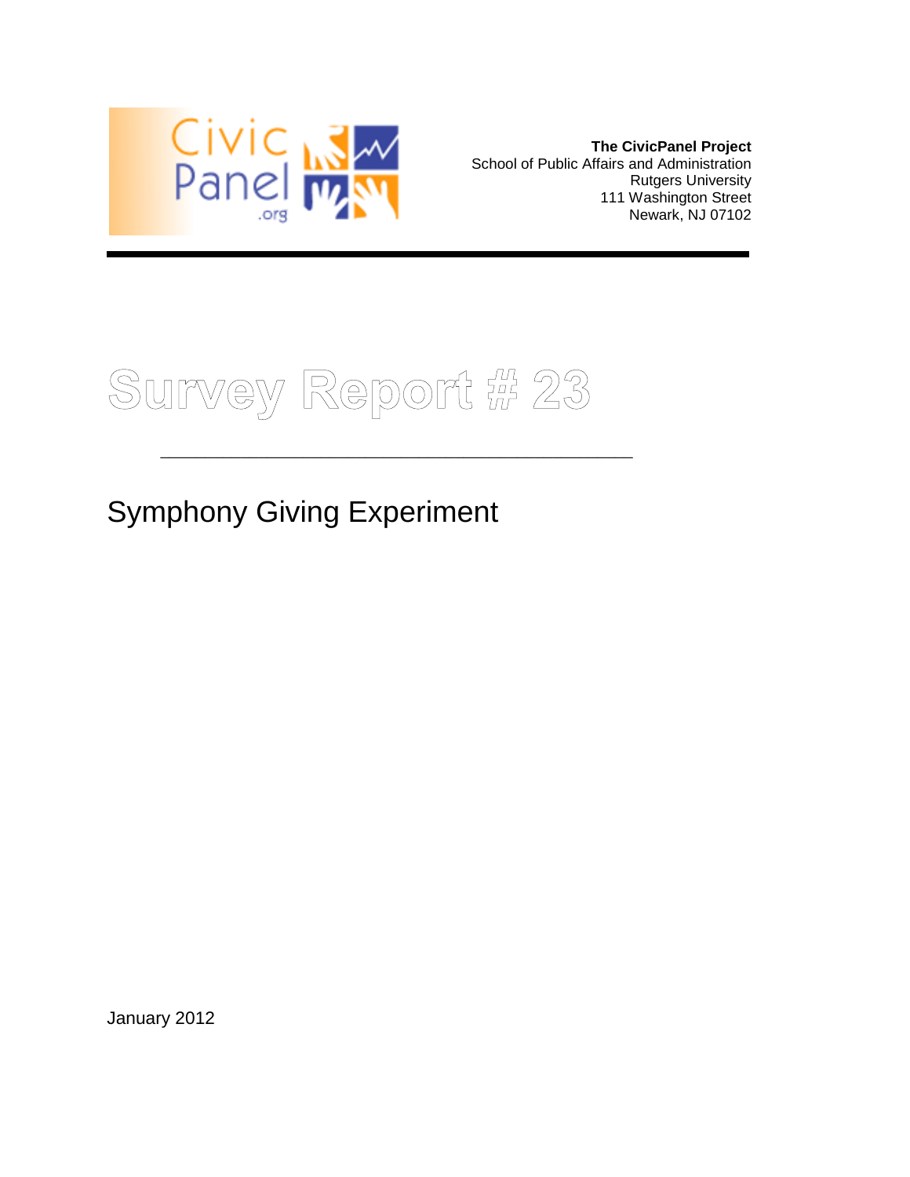**The CivicPanel Project**
School of Public Affairs and Administration
Rutgers University
111 Washington Street
Newark, NJ 07102

# Survey Report # 23

## Symphony Giving Experiment

January 2012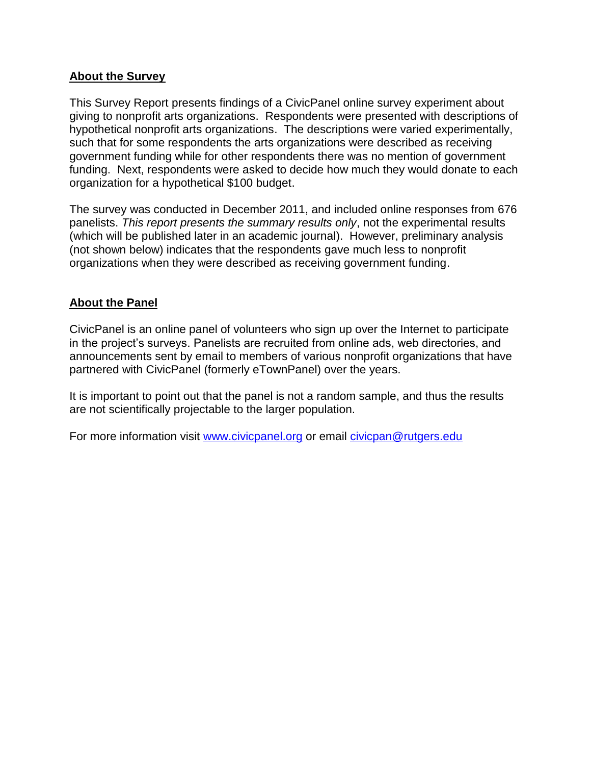## About the Survey

This Survey Report presents findings of a CivicPanel online survey experiment about giving to nonprofit arts organizations. Respondents were presented with descriptions of hypothetical nonprofit arts organizations. The descriptions were varied experimentally, such that for some respondents the arts organizations were described as receiving government funding while for other respondents there was no mention of government funding. Next, respondents were asked to decide how much they would donate to each organization for a hypothetical $100 budget.

The survey was conducted in December 2011, and included online responses from 676 panelists. *This report presents the summary results only*, not the experimental results (which will be published later in an academic journal). However, preliminary analysis (not shown below) indicates that the respondents gave much less to nonprofit organizations when they were described as receiving government funding.

## About the Panel

CivicPanel is an online panel of volunteers who sign up over the Internet to participate in the project's surveys. Panelists are recruited from online ads, web directories, and announcements sent by email to members of various nonprofit organizations that have partnered with CivicPanel (formerly eTownPanel) over the years.

It is important to point out that the panel is not a random sample, and thus the results are not scientifically projectable to the larger population.

For more information visit [www.civicpanel.org](http://www.civicpanel.org) or email [civicpan@rutgers.edu](mailto:civicpan@rutgers.edu)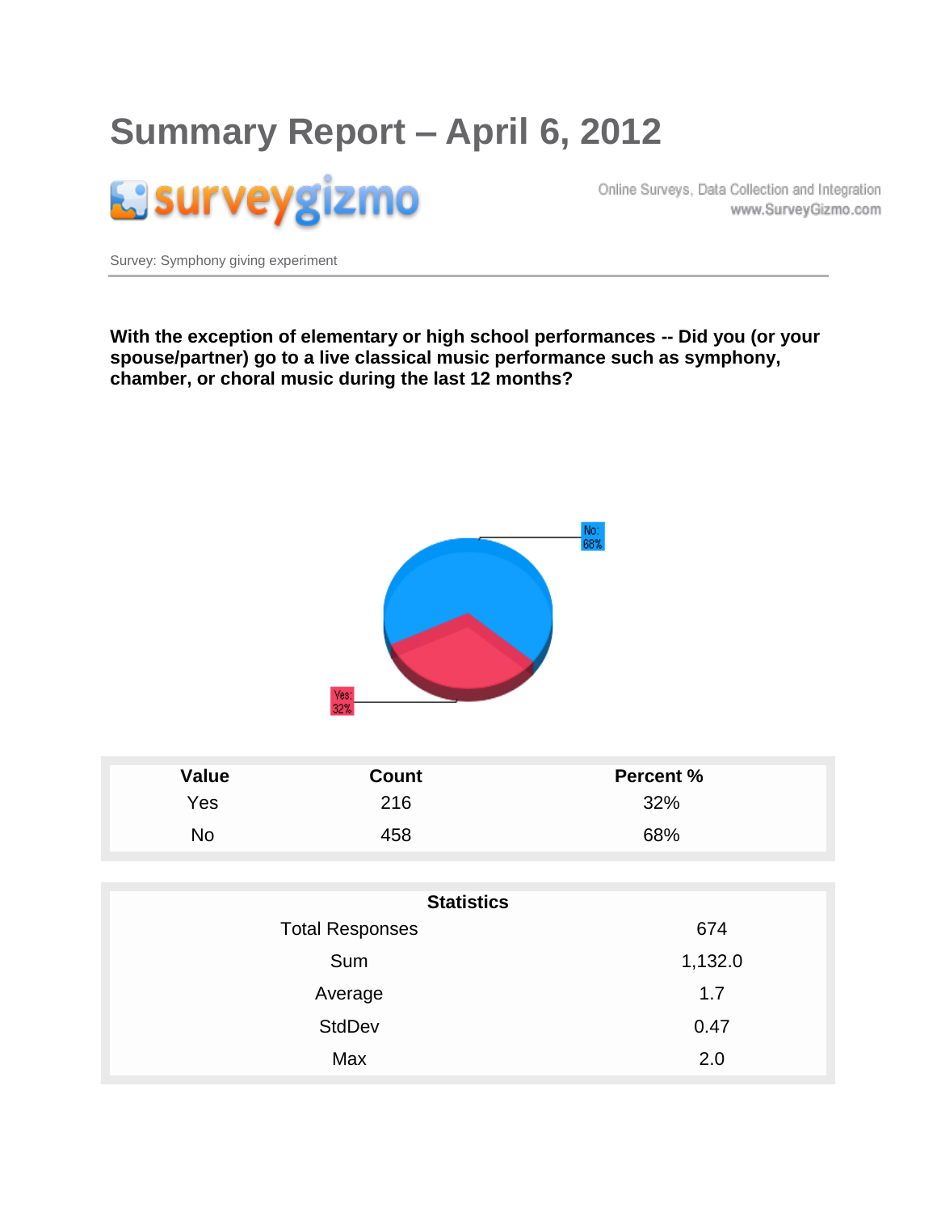# Summary Report – April 6, 2012

surveygizmo

Online Surveys, Data Collection and Integration
www.SurveyGizmo.com

Survey: Symphony giving experiment

**With the exception of elementary or high school performances -- Did you (or your spouse/partner) go to a live classical music performance such as symphony, chamber, or choral music during the last 12 months?**

No: 68%

Yes: 32%

| Value | Count | Percent % |
|---|---|---|
| Yes | 216 | 32% |
| No | 458 | 68% |

| Statistics | |
|---|---|
| Total Responses | 674 |
| Sum | 1,132.0 |
| Average | 1.7 |
| StdDev | 0.47 |
| Max | 2.0 |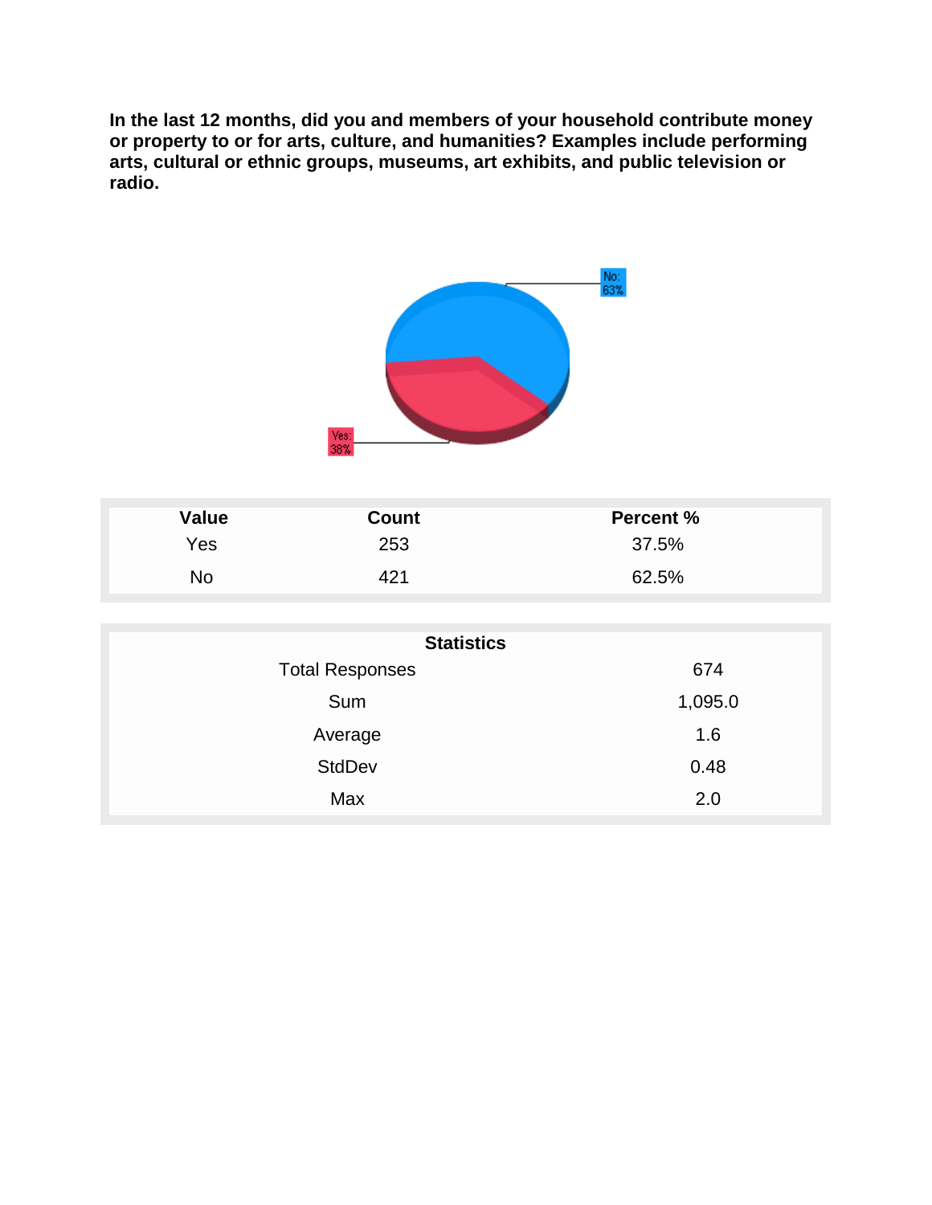**In the last 12 months, did you and members of your household contribute money or property to or for arts, culture, and humanities? Examples include performing arts, cultural or ethnic groups, museums, art exhibits, and public television or radio.**

| Value | Count | Percent % |
|---|---|---|
| Yes | 253 | 37.5% |
| No | 421 | 62.5% |

| Statistics | |
|---|---|
| Total Responses | 674 |
| Sum | 1,095.0 |
| Average | 1.6 |
| StdDev | 0.48 |
| Max | 2.0 |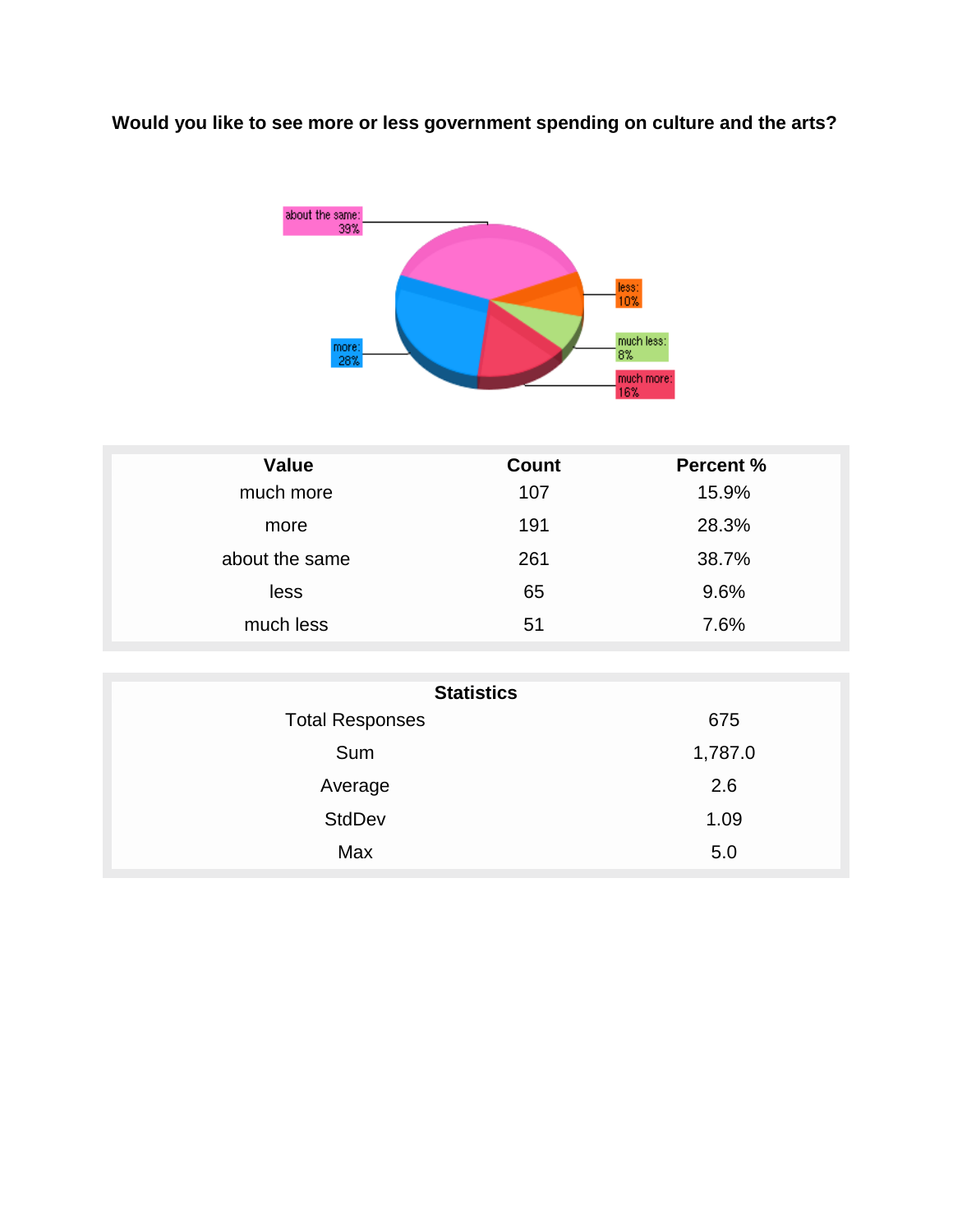**Would you like to see more or less government spending on culture and the arts?**

| Value | Count | Percent % |
|---|---|---|
| much more | 107 | 15.9% |
| more | 191 | 28.3% |
| about the same | 261 | 38.7% |
| less | 65 | 9.6% |
| much less | 51 | 7.6% |

| Statistics | |
|---|---|
| Total Responses | 675 |
| Sum | 1,787.0 |
| Average | 2.6 |
| StdDev | 1.09 |
| Max | 5.0 |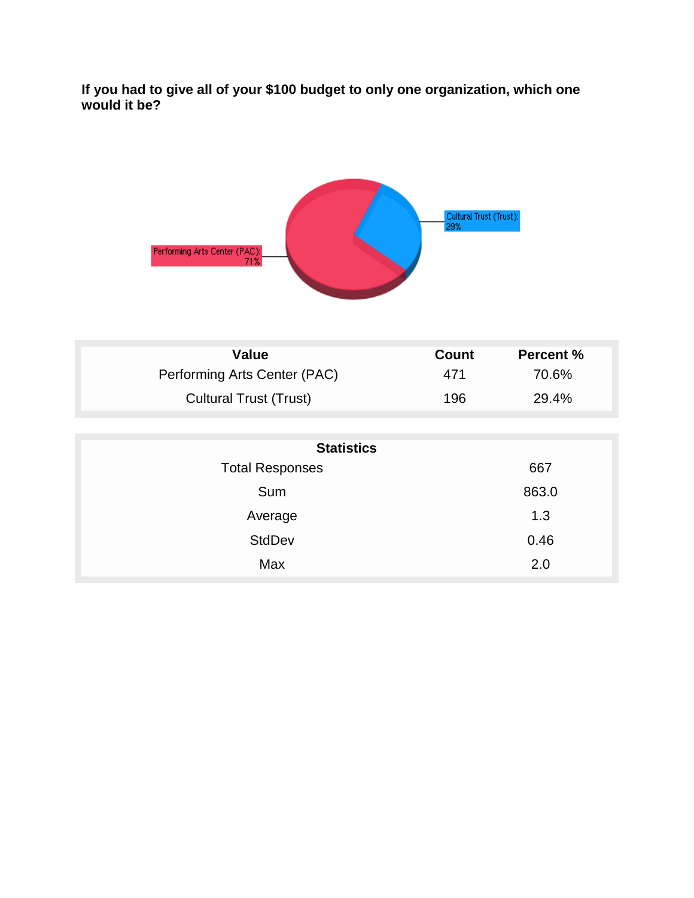**If you had to give all of your $100 budget to only one organization, which one would it be?**

| Value | Count | Percent % |
|---|---|---|
| Performing Arts Center (PAC) | 471 | 70.6% |
| Cultural Trust (Trust) | 196 | 29.4% |

| Statistics | |
|---|---|
| Total Responses | 667 |
| Sum | 863.0 |
| Average | 1.3 |
| StdDev | 0.46 |
| Max | 2.0 |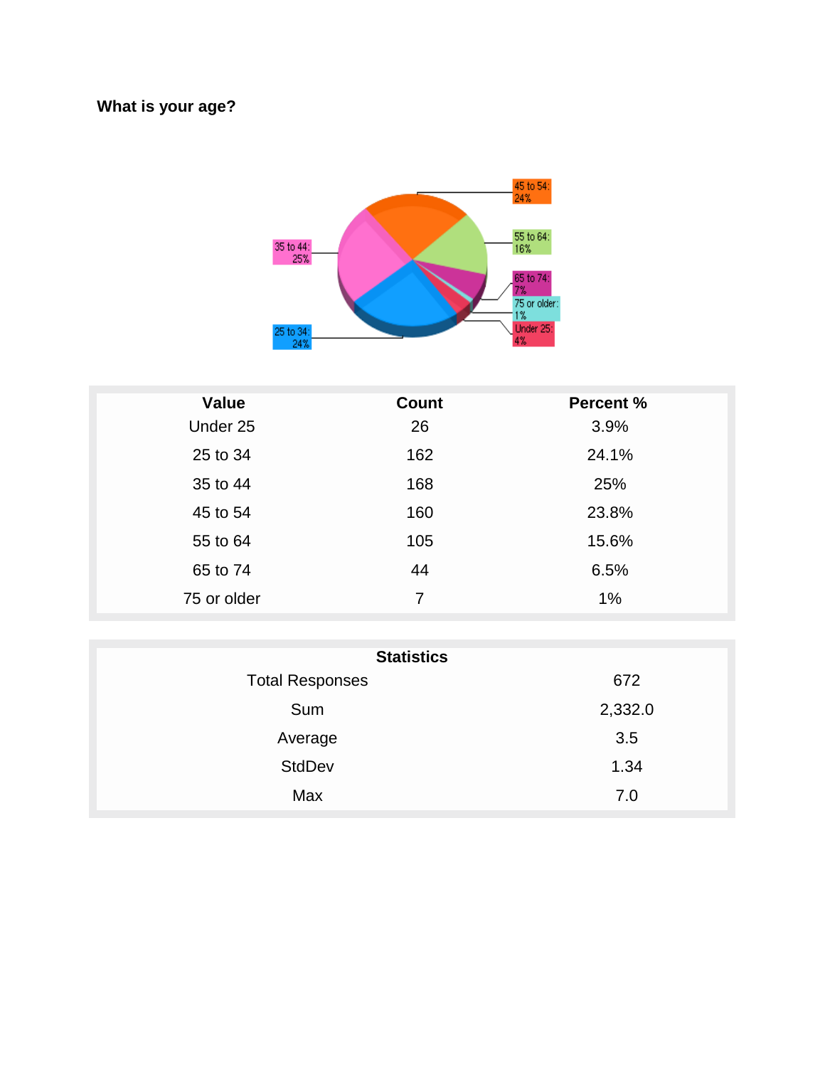**What is your age?**

| Value | Count | Percent % |
|---|---|---|
| Under 25 | 26 | 3.9% |
| 25 to 34 | 162 | 24.1% |
| 35 to 44 | 168 | 25% |
| 45 to 54 | 160 | 23.8% |
| 55 to 64 | 105 | 15.6% |
| 65 to 74 | 44 | 6.5% |
| 75 or older | 7 | 1% |

| Statistics | |
|---|---|
| Total Responses | 672 |
| Sum | 2,332.0 |
| Average | 3.5 |
| StdDev | 1.34 |
| Max | 7.0 |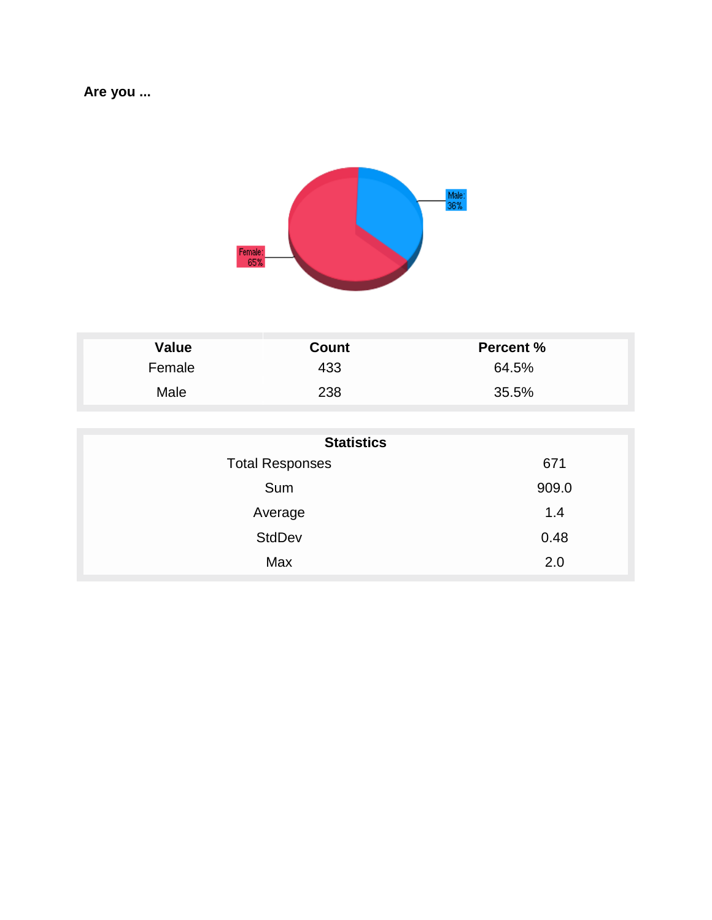**Are you ...**

| Value | Count | Percent % |
|---|---|---|
| Female | 433 | 64.5% |
| Male | 238 | 35.5% |

| Statistics | |
|---|---|
| Total Responses | 671 |
| Sum | 909.0 |
| Average | 1.4 |
| StdDev | 0.48 |
| Max | 2.0 |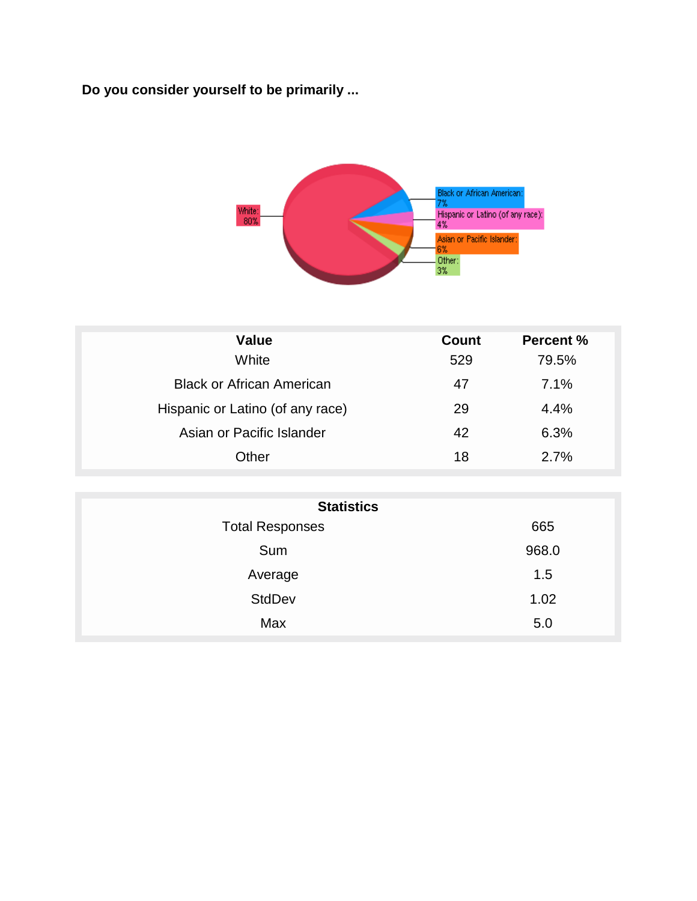**Do you consider yourself to be primarily ...**

| Value | Count | Percent % |
|---|---|---|
| White | 529 | 79.5% |
| Black or African American | 47 | 7.1% |
| Hispanic or Latino (of any race) | 29 | 4.4% |
| Asian or Pacific Islander | 42 | 6.3% |
| Other | 18 | 2.7% |

| Statistics | |
|---|---|
| Total Responses | 665 |
| Sum | 968.0 |
| Average | 1.5 |
| StdDev | 1.02 |
| Max | 5.0 |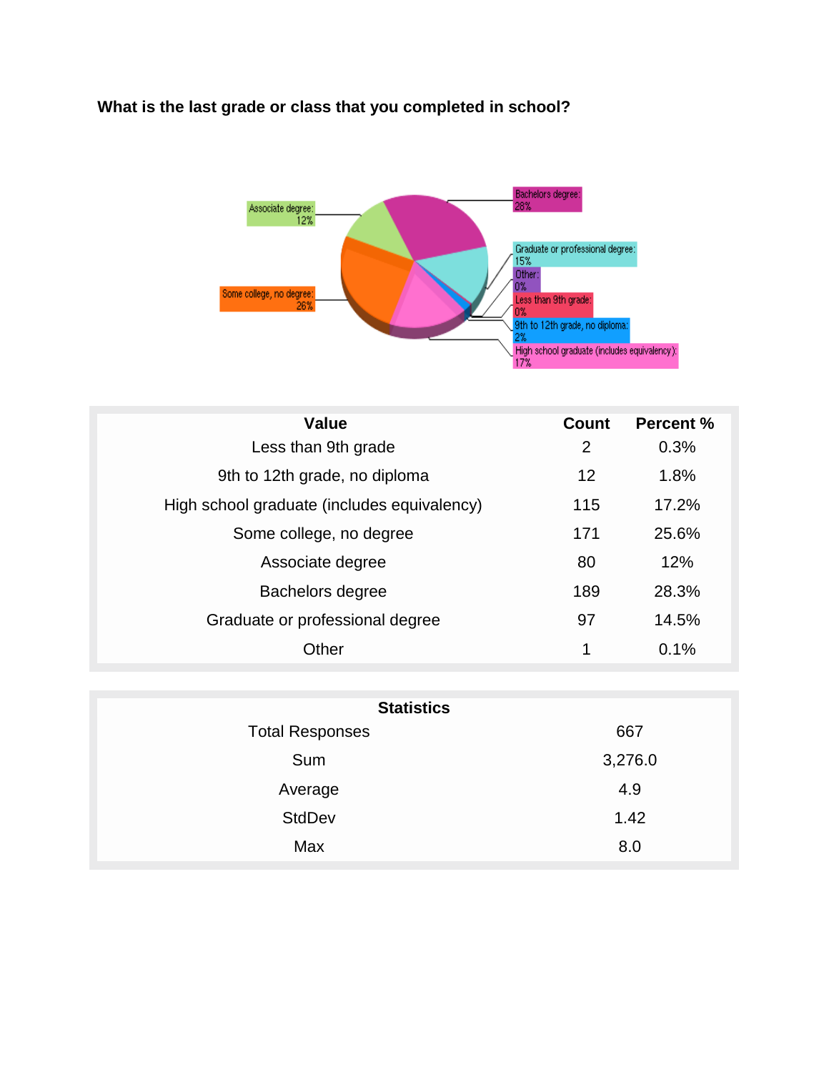**What is the last grade or class that you completed in school?**

| Value | Count | Percent % |
|---|---|---|
| Less than 9th grade | 2 | 0.3% |
| 9th to 12th grade, no diploma | 12 | 1.8% |
| High school graduate (includes equivalency) | 115 | 17.2% |
| Some college, no degree | 171 | 25.6% |
| Associate degree | 80 | 12% |
| Bachelors degree | 189 | 28.3% |
| Graduate or professional degree | 97 | 14.5% |
| Other | 1 | 0.1% |

| Statistics | |
|---|---|
| Total Responses | 667 |
| Sum | 3,276.0 |
| Average | 4.9 |
| StdDev | 1.42 |
| Max | 8.0 |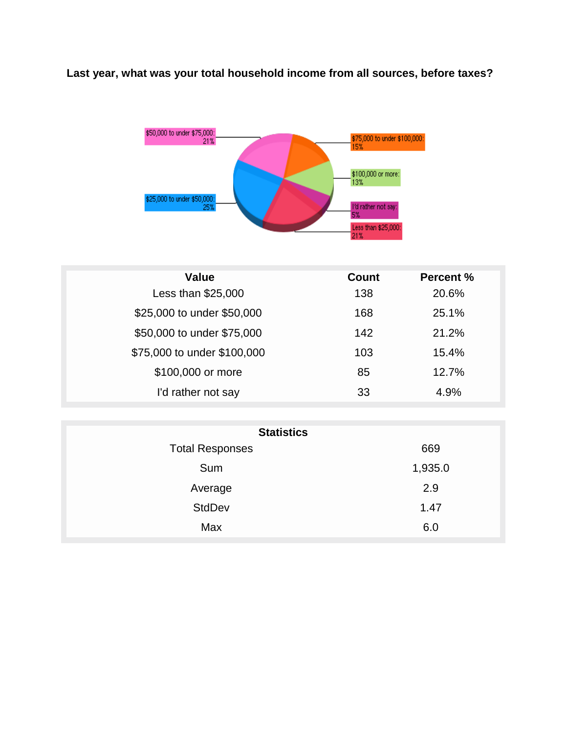**Last year, what was your total household income from all sources, before taxes?**

| Value | Count | Percent % |
|---|---|---|
| Less than $25,000 | 138 | 20.6% |
| $25,000 to under $50,000 | 168 | 25.1% |
| $50,000 to under $75,000 | 142 | 21.2% |
| $75,000 to under $100,000 | 103 | 15.4% |
| $100,000 or more | 85 | 12.7% |
| I'd rather not say | 33 | 4.9% |

| Statistics | |
|---|---|
| Total Responses | 669 |
| Sum | 1,935.0 |
| Average | 2.9 |
| StdDev | 1.47 |
| Max | 6.0 |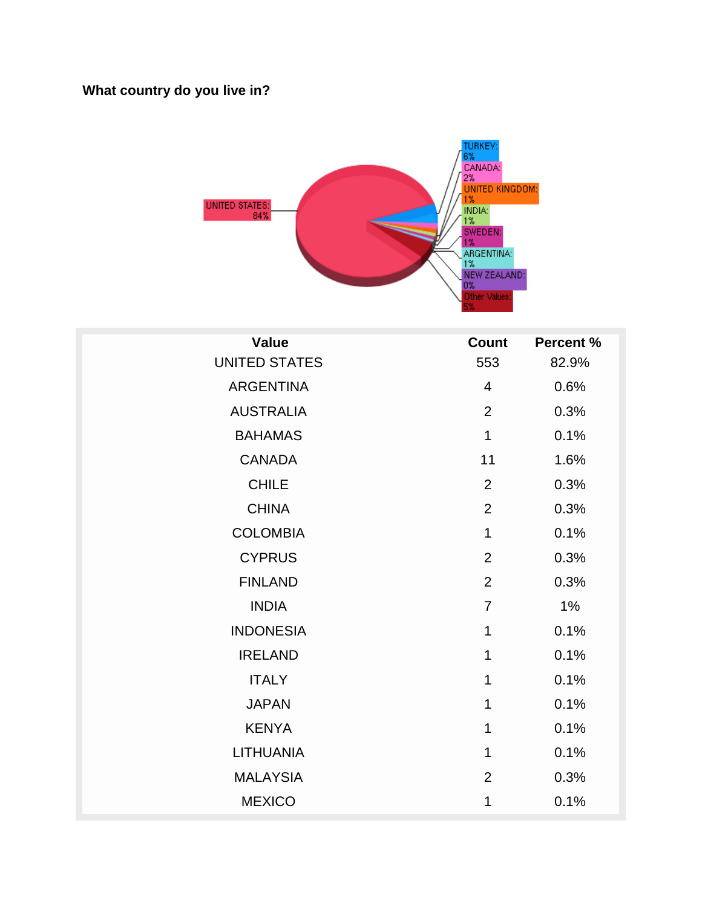**What country do you live in?**

| Value | Count | Percent % |
|---|---|---|
| UNITED STATES | 553 | 82.9% |
| ARGENTINA | 4 | 0.6% |
| AUSTRALIA | 2 | 0.3% |
| BAHAMAS | 1 | 0.1% |
| CANADA | 11 | 1.6% |
| CHILE | 2 | 0.3% |
| CHINA | 2 | 0.3% |
| COLOMBIA | 1 | 0.1% |
| CYPRUS | 2 | 0.3% |
| FINLAND | 2 | 0.3% |
| INDIA | 7 | 1% |
| INDONESIA | 1 | 0.1% |
| IRELAND | 1 | 0.1% |
| ITALY | 1 | 0.1% |
| JAPAN | 1 | 0.1% |
| KENYA | 1 | 0.1% |
| LITHUANIA | 1 | 0.1% |
| MALAYSIA | 2 | 0.3% |
| MEXICO | 1 | 0.1% |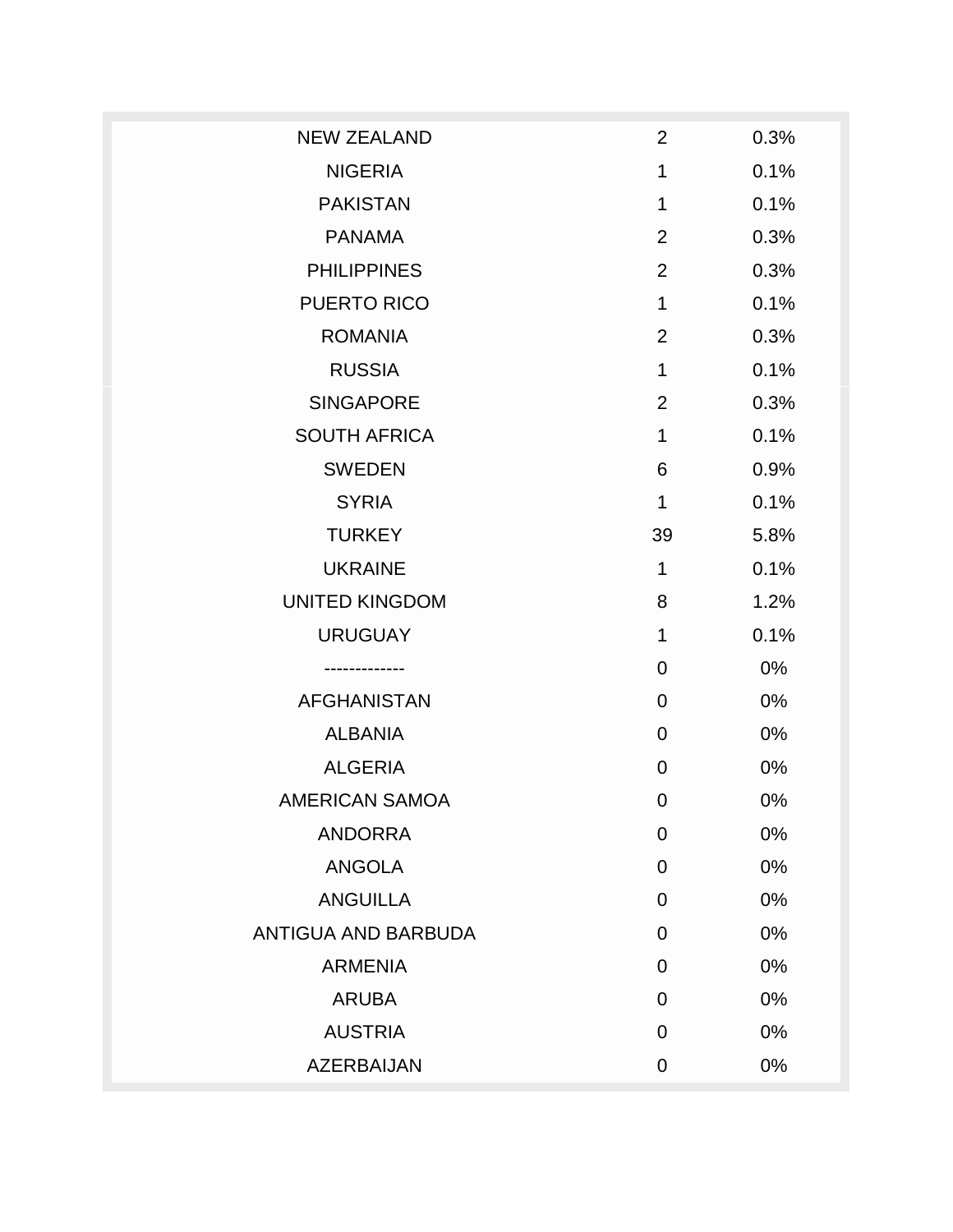| | | |
|---|---|---|
| NEW ZEALAND | 2 | 0.3% |
| NIGERIA | 1 | 0.1% |
| PAKISTAN | 1 | 0.1% |
| PANAMA | 2 | 0.3% |
| PHILIPPINES | 2 | 0.3% |
| PUERTO RICO | 1 | 0.1% |
| ROMANIA | 2 | 0.3% |
| RUSSIA | 1 | 0.1% |
| SINGAPORE | 2 | 0.3% |
| SOUTH AFRICA | 1 | 0.1% |
| SWEDEN | 6 | 0.9% |
| SYRIA | 1 | 0.1% |
| TURKEY | 39 | 5.8% |
| UKRAINE | 1 | 0.1% |
| UNITED KINGDOM | 8 | 1.2% |
| URUGUAY | 1 | 0.1% |
| ------------- | 0 | 0% |
| AFGHANISTAN | 0 | 0% |
| ALBANIA | 0 | 0% |
| ALGERIA | 0 | 0% |
| AMERICAN SAMOA | 0 | 0% |
| ANDORRA | 0 | 0% |
| ANGOLA | 0 | 0% |
| ANGUILLA | 0 | 0% |
| ANTIGUA AND BARBUDA | 0 | 0% |
| ARMENIA | 0 | 0% |
| ARUBA | 0 | 0% |
| AUSTRIA | 0 | 0% |
| AZERBAIJAN | 0 | 0% |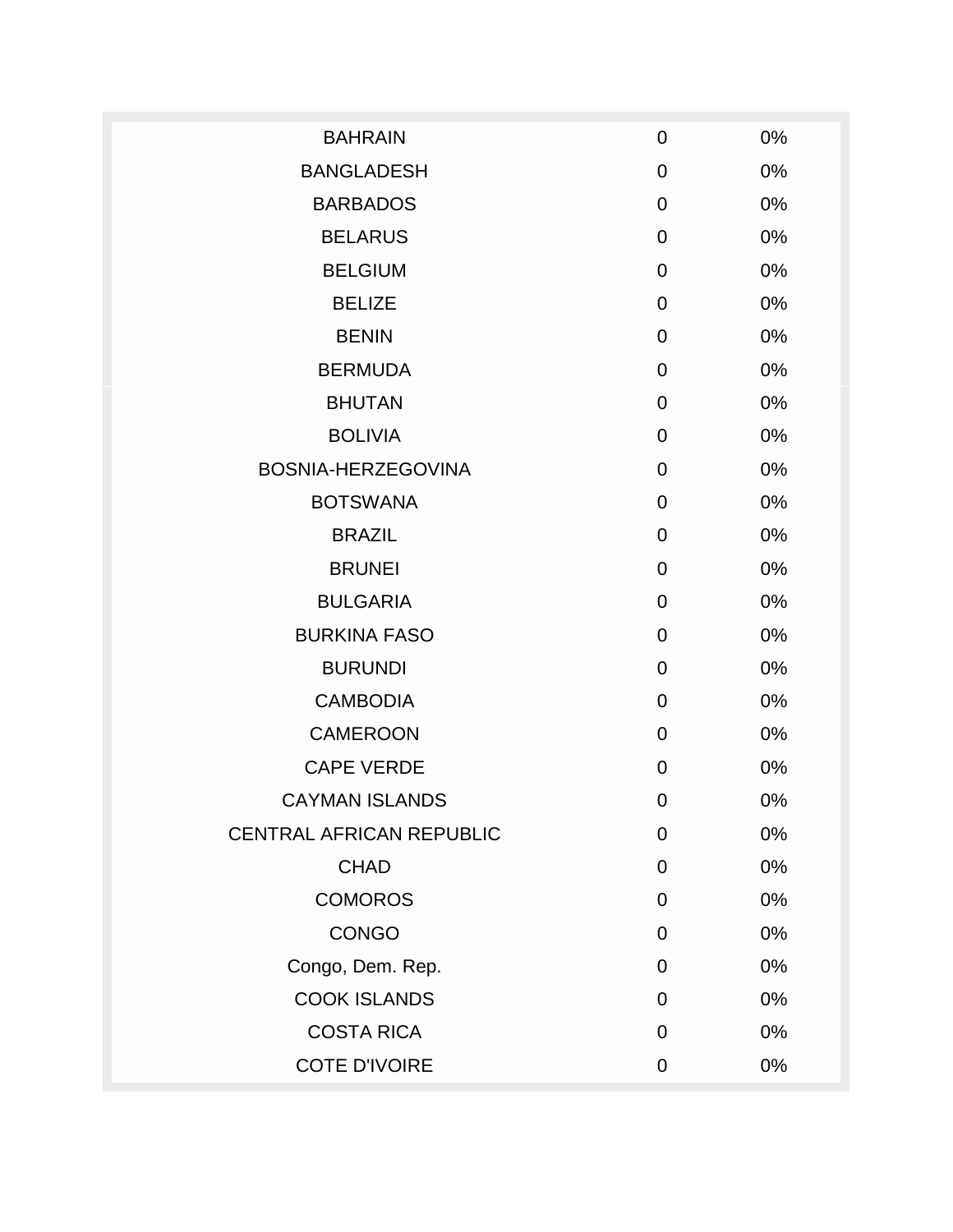| | | |
|---|---|---|
| BAHRAIN | 0 | 0% |
| BANGLADESH | 0 | 0% |
| BARBADOS | 0 | 0% |
| BELARUS | 0 | 0% |
| BELGIUM | 0 | 0% |
| BELIZE | 0 | 0% |
| BENIN | 0 | 0% |
| BERMUDA | 0 | 0% |
| BHUTAN | 0 | 0% |
| BOLIVIA | 0 | 0% |
| BOSNIA-HERZEGOVINA | 0 | 0% |
| BOTSWANA | 0 | 0% |
| BRAZIL | 0 | 0% |
| BRUNEI | 0 | 0% |
| BULGARIA | 0 | 0% |
| BURKINA FASO | 0 | 0% |
| BURUNDI | 0 | 0% |
| CAMBODIA | 0 | 0% |
| CAMEROON | 0 | 0% |
| CAPE VERDE | 0 | 0% |
| CAYMAN ISLANDS | 0 | 0% |
| CENTRAL AFRICAN REPUBLIC | 0 | 0% |
| CHAD | 0 | 0% |
| COMOROS | 0 | 0% |
| CONGO | 0 | 0% |
| Congo, Dem. Rep. | 0 | 0% |
| COOK ISLANDS | 0 | 0% |
| COSTA RICA | 0 | 0% |
| COTE D'IVOIRE | 0 | 0% |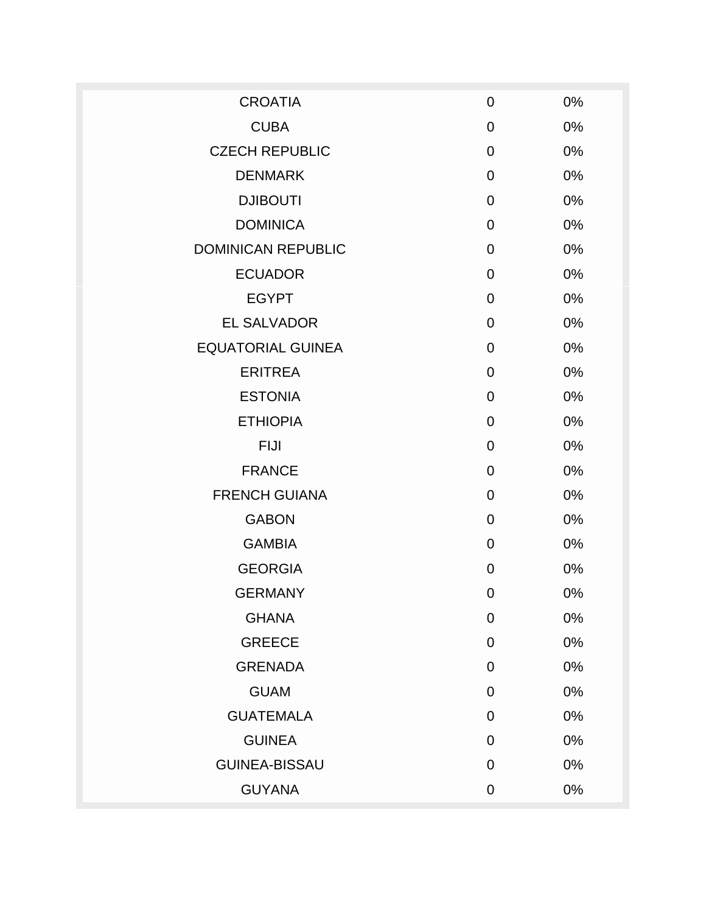| | | |
|---|---|---|
| CROATIA | 0 | 0% |
| CUBA | 0 | 0% |
| CZECH REPUBLIC | 0 | 0% |
| DENMARK | 0 | 0% |
| DJIBOUTI | 0 | 0% |
| DOMINICA | 0 | 0% |
| DOMINICAN REPUBLIC | 0 | 0% |
| ECUADOR | 0 | 0% |
| EGYPT | 0 | 0% |
| EL SALVADOR | 0 | 0% |
| EQUATORIAL GUINEA | 0 | 0% |
| ERITREA | 0 | 0% |
| ESTONIA | 0 | 0% |
| ETHIOPIA | 0 | 0% |
| FIJI | 0 | 0% |
| FRANCE | 0 | 0% |
| FRENCH GUIANA | 0 | 0% |
| GABON | 0 | 0% |
| GAMBIA | 0 | 0% |
| GEORGIA | 0 | 0% |
| GERMANY | 0 | 0% |
| GHANA | 0 | 0% |
| GREECE | 0 | 0% |
| GRENADA | 0 | 0% |
| GUAM | 0 | 0% |
| GUATEMALA | 0 | 0% |
| GUINEA | 0 | 0% |
| GUINEA-BISSAU | 0 | 0% |
| GUYANA | 0 | 0% |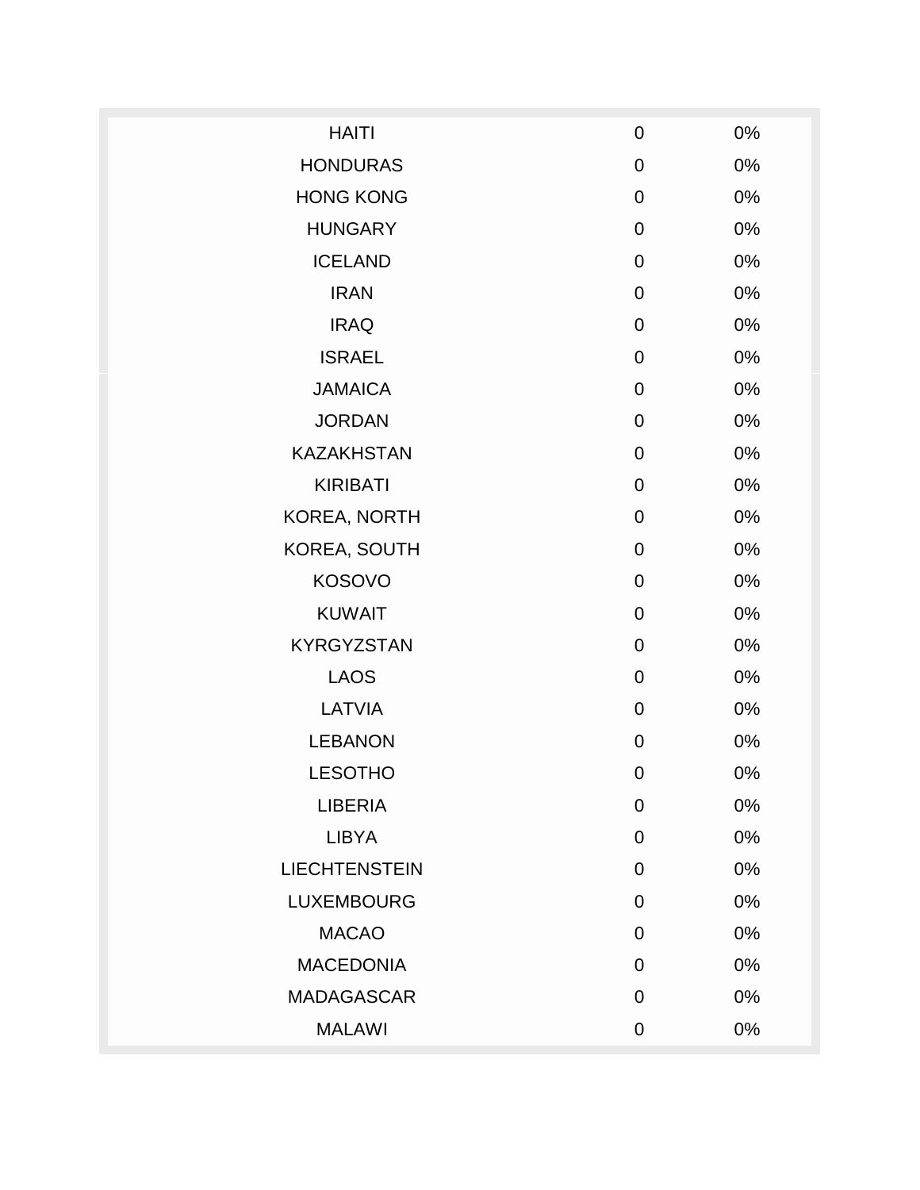| | | |
|---|---|---|
| HAITI | 0 | 0% |
| HONDURAS | 0 | 0% |
| HONG KONG | 0 | 0% |
| HUNGARY | 0 | 0% |
| ICELAND | 0 | 0% |
| IRAN | 0 | 0% |
| IRAQ | 0 | 0% |
| ISRAEL | 0 | 0% |
| JAMAICA | 0 | 0% |
| JORDAN | 0 | 0% |
| KAZAKHSTAN | 0 | 0% |
| KIRIBATI | 0 | 0% |
| KOREA, NORTH | 0 | 0% |
| KOREA, SOUTH | 0 | 0% |
| KOSOVO | 0 | 0% |
| KUWAIT | 0 | 0% |
| KYRGYZSTAN | 0 | 0% |
| LAOS | 0 | 0% |
| LATVIA | 0 | 0% |
| LEBANON | 0 | 0% |
| LESOTHO | 0 | 0% |
| LIBERIA | 0 | 0% |
| LIBYA | 0 | 0% |
| LIECHTENSTEIN | 0 | 0% |
| LUXEMBOURG | 0 | 0% |
| MACAO | 0 | 0% |
| MACEDONIA | 0 | 0% |
| MADAGASCAR | 0 | 0% |
| MALAWI | 0 | 0% |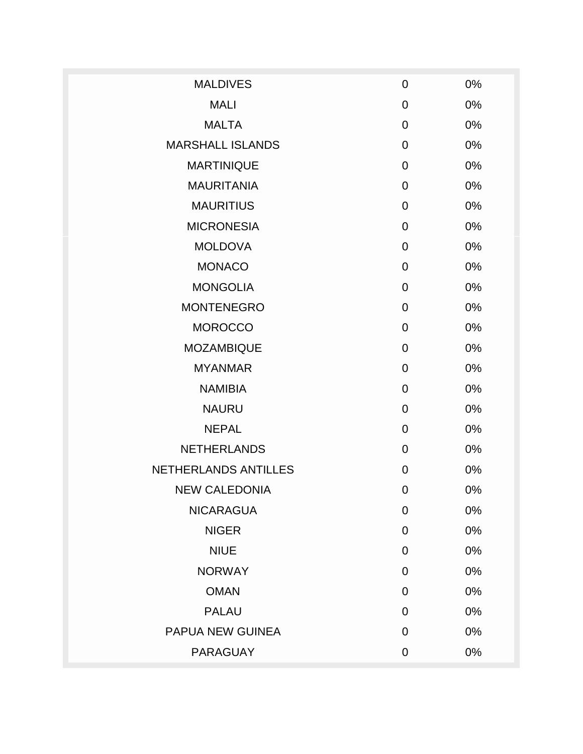| | | |
|---|---|---|
| MALDIVES | 0 | 0% |
| MALI | 0 | 0% |
| MALTA | 0 | 0% |
| MARSHALL ISLANDS | 0 | 0% |
| MARTINIQUE | 0 | 0% |
| MAURITANIA | 0 | 0% |
| MAURITIUS | 0 | 0% |
| MICRONESIA | 0 | 0% |
| MOLDOVA | 0 | 0% |
| MONACO | 0 | 0% |
| MONGOLIA | 0 | 0% |
| MONTENEGRO | 0 | 0% |
| MOROCCO | 0 | 0% |
| MOZAMBIQUE | 0 | 0% |
| MYANMAR | 0 | 0% |
| NAMIBIA | 0 | 0% |
| NAURU | 0 | 0% |
| NEPAL | 0 | 0% |
| NETHERLANDS | 0 | 0% |
| NETHERLANDS ANTILLES | 0 | 0% |
| NEW CALEDONIA | 0 | 0% |
| NICARAGUA | 0 | 0% |
| NIGER | 0 | 0% |
| NIUE | 0 | 0% |
| NORWAY | 0 | 0% |
| OMAN | 0 | 0% |
| PALAU | 0 | 0% |
| PAPUA NEW GUINEA | 0 | 0% |
| PARAGUAY | 0 | 0% |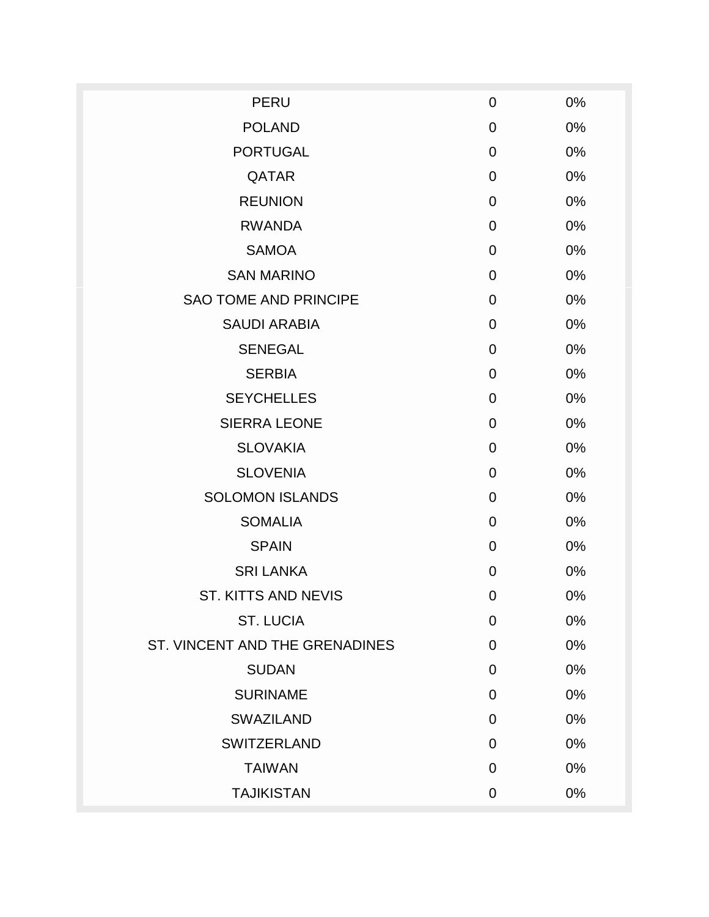| | | |
|---|---|---|
| PERU | 0 | 0% |
| POLAND | 0 | 0% |
| PORTUGAL | 0 | 0% |
| QATAR | 0 | 0% |
| REUNION | 0 | 0% |
| RWANDA | 0 | 0% |
| SAMOA | 0 | 0% |
| SAN MARINO | 0 | 0% |
| SAO TOME AND PRINCIPE | 0 | 0% |
| SAUDI ARABIA | 0 | 0% |
| SENEGAL | 0 | 0% |
| SERBIA | 0 | 0% |
| SEYCHELLES | 0 | 0% |
| SIERRA LEONE | 0 | 0% |
| SLOVAKIA | 0 | 0% |
| SLOVENIA | 0 | 0% |
| SOLOMON ISLANDS | 0 | 0% |
| SOMALIA | 0 | 0% |
| SPAIN | 0 | 0% |
| SRI LANKA | 0 | 0% |
| ST. KITTS AND NEVIS | 0 | 0% |
| ST. LUCIA | 0 | 0% |
| ST. VINCENT AND THE GRENADINES | 0 | 0% |
| SUDAN | 0 | 0% |
| SURINAME | 0 | 0% |
| SWAZILAND | 0 | 0% |
| SWITZERLAND | 0 | 0% |
| TAIWAN | 0 | 0% |
| TAJIKISTAN | 0 | 0% |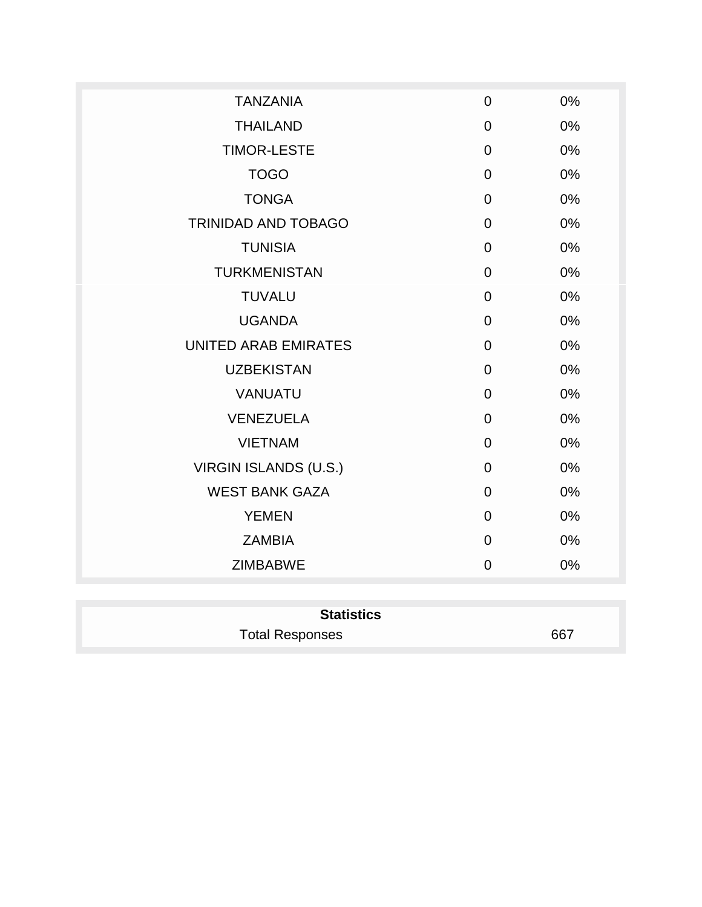| | | |
|---|---|---|
| TANZANIA | 0 | 0% |
| THAILAND | 0 | 0% |
| TIMOR-LESTE | 0 | 0% |
| TOGO | 0 | 0% |
| TONGA | 0 | 0% |
| TRINIDAD AND TOBAGO | 0 | 0% |
| TUNISIA | 0 | 0% |
| TURKMENISTAN | 0 | 0% |
| TUVALU | 0 | 0% |
| UGANDA | 0 | 0% |
| UNITED ARAB EMIRATES | 0 | 0% |
| UZBEKISTAN | 0 | 0% |
| VANUATU | 0 | 0% |
| VENEZUELA | 0 | 0% |
| VIETNAM | 0 | 0% |
| VIRGIN ISLANDS (U.S.) | 0 | 0% |
| WEST BANK GAZA | 0 | 0% |
| YEMEN | 0 | 0% |
| ZAMBIA | 0 | 0% |
| ZIMBABWE | 0 | 0% |

| **Statistics** | |
|---|---|
| Total Responses | 667 |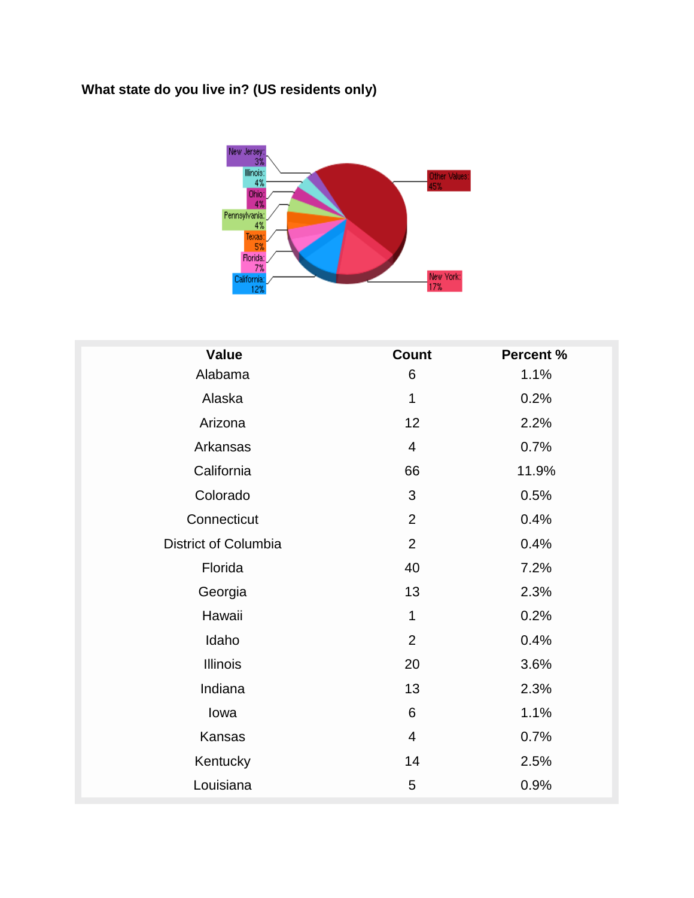**What state do you live in? (US residents only)**

| Value | Count | Percent % |
|---|---|---|
| Alabama | 6 | 1.1% |
| Alaska | 1 | 0.2% |
| Arizona | 12 | 2.2% |
| Arkansas | 4 | 0.7% |
| California | 66 | 11.9% |
| Colorado | 3 | 0.5% |
| Connecticut | 2 | 0.4% |
| District of Columbia | 2 | 0.4% |
| Florida | 40 | 7.2% |
| Georgia | 13 | 2.3% |
| Hawaii | 1 | 0.2% |
| Idaho | 2 | 0.4% |
| Illinois | 20 | 3.6% |
| Indiana | 13 | 2.3% |
| Iowa | 6 | 1.1% |
| Kansas | 4 | 0.7% |
| Kentucky | 14 | 2.5% |
| Louisiana | 5 | 0.9% |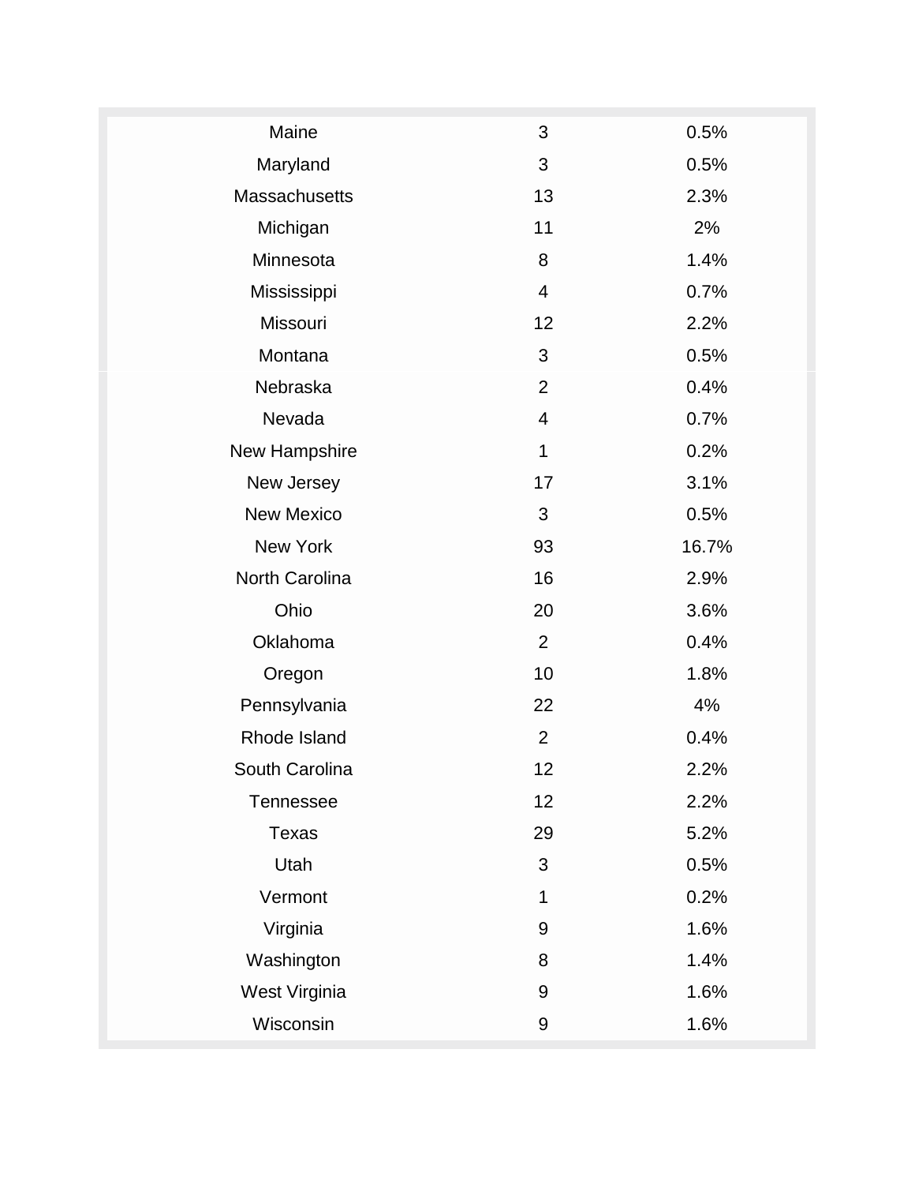| | | |
|---|---|---|
| Maine | 3 | 0.5% |
| Maryland | 3 | 0.5% |
| Massachusetts | 13 | 2.3% |
| Michigan | 11 | 2% |
| Minnesota | 8 | 1.4% |
| Mississippi | 4 | 0.7% |
| Missouri | 12 | 2.2% |
| Montana | 3 | 0.5% |
| Nebraska | 2 | 0.4% |
| Nevada | 4 | 0.7% |
| New Hampshire | 1 | 0.2% |
| New Jersey | 17 | 3.1% |
| New Mexico | 3 | 0.5% |
| New York | 93 | 16.7% |
| North Carolina | 16 | 2.9% |
| Ohio | 20 | 3.6% |
| Oklahoma | 2 | 0.4% |
| Oregon | 10 | 1.8% |
| Pennsylvania | 22 | 4% |
| Rhode Island | 2 | 0.4% |
| South Carolina | 12 | 2.2% |
| Tennessee | 12 | 2.2% |
| Texas | 29 | 5.2% |
| Utah | 3 | 0.5% |
| Vermont | 1 | 0.2% |
| Virginia | 9 | 1.6% |
| Washington | 8 | 1.4% |
| West Virginia | 9 | 1.6% |
| Wisconsin | 9 | 1.6% |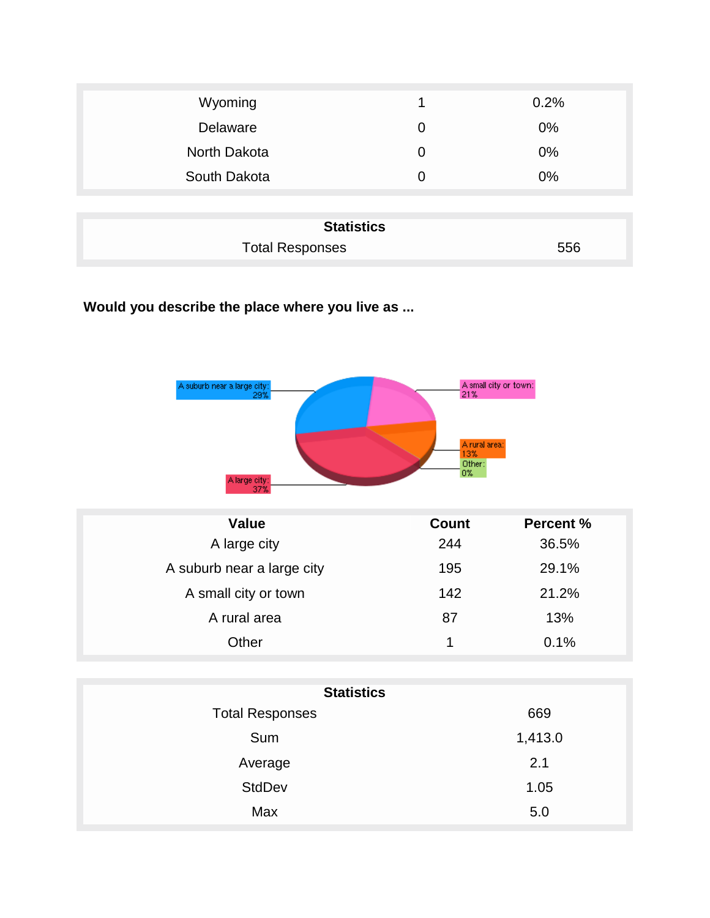| | | |
|---|---|---|
| Wyoming | 1 | 0.2% |
| Delaware | 0 | 0% |
| North Dakota | 0 | 0% |
| South Dakota | 0 | 0% |

| Statistics | |
|---|---|
| Total Responses | 556 |

**Would you describe the place where you live as ...**

A suburb near a large city: 29%

A small city or town: 21%

A rural area: 13%

Other: 0%

A large city: 37%

| Value | Count | Percent % |
|---|---|---|
| A large city | 244 | 36.5% |
| A suburb near a large city | 195 | 29.1% |
| A small city or town | 142 | 21.2% |
| A rural area | 87 | 13% |
| Other | 1 | 0.1% |

| Statistics | |
|---|---|
| Total Responses | 669 |
| Sum | 1,413.0 |
| Average | 2.1 |
| StdDev | 1.05 |
| Max | 5.0 |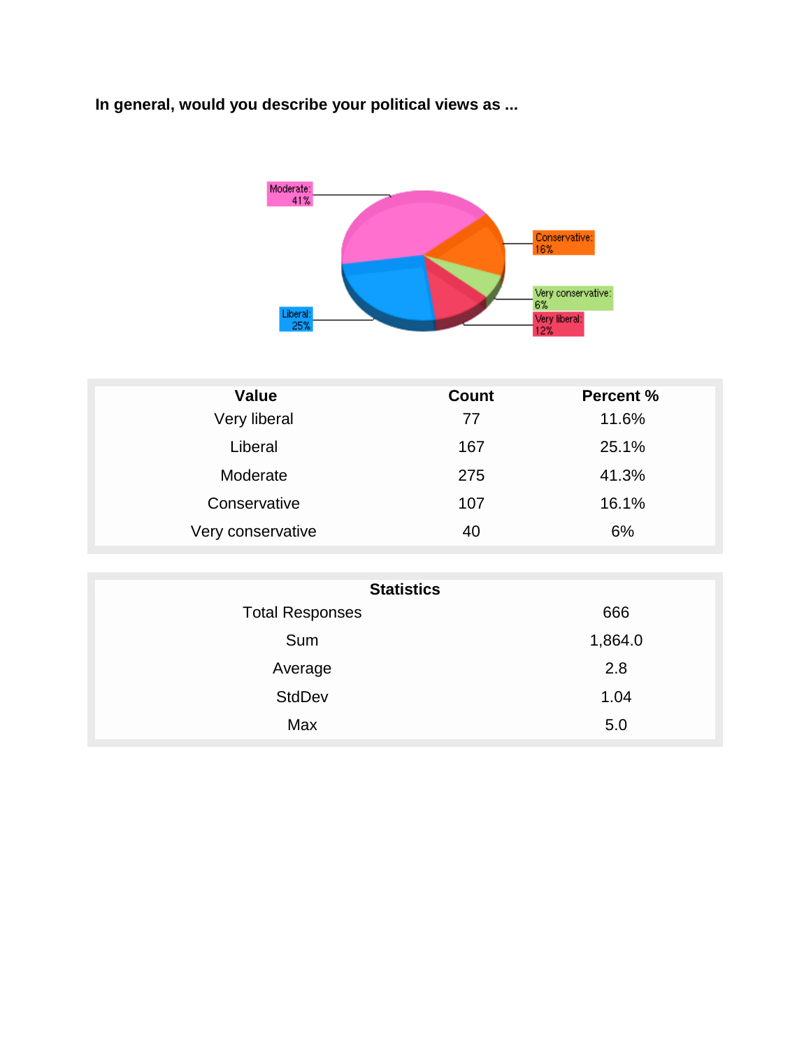**In general, would you describe your political views as ...**

Moderate: 41%
Conservative: 16%
Very conservative: 6%
Very liberal: 12%
Liberal: 25%

| Value | Count | Percent % |
|---|---|---|
| Very liberal | 77 | 11.6% |
| Liberal | 167 | 25.1% |
| Moderate | 275 | 41.3% |
| Conservative | 107 | 16.1% |
| Very conservative | 40 | 6% |

| Statistics | |
|---|---|
| Total Responses | 666 |
| Sum | 1,864.0 |
| Average | 2.8 |
| StdDev | 1.04 |
| Max | 5.0 |